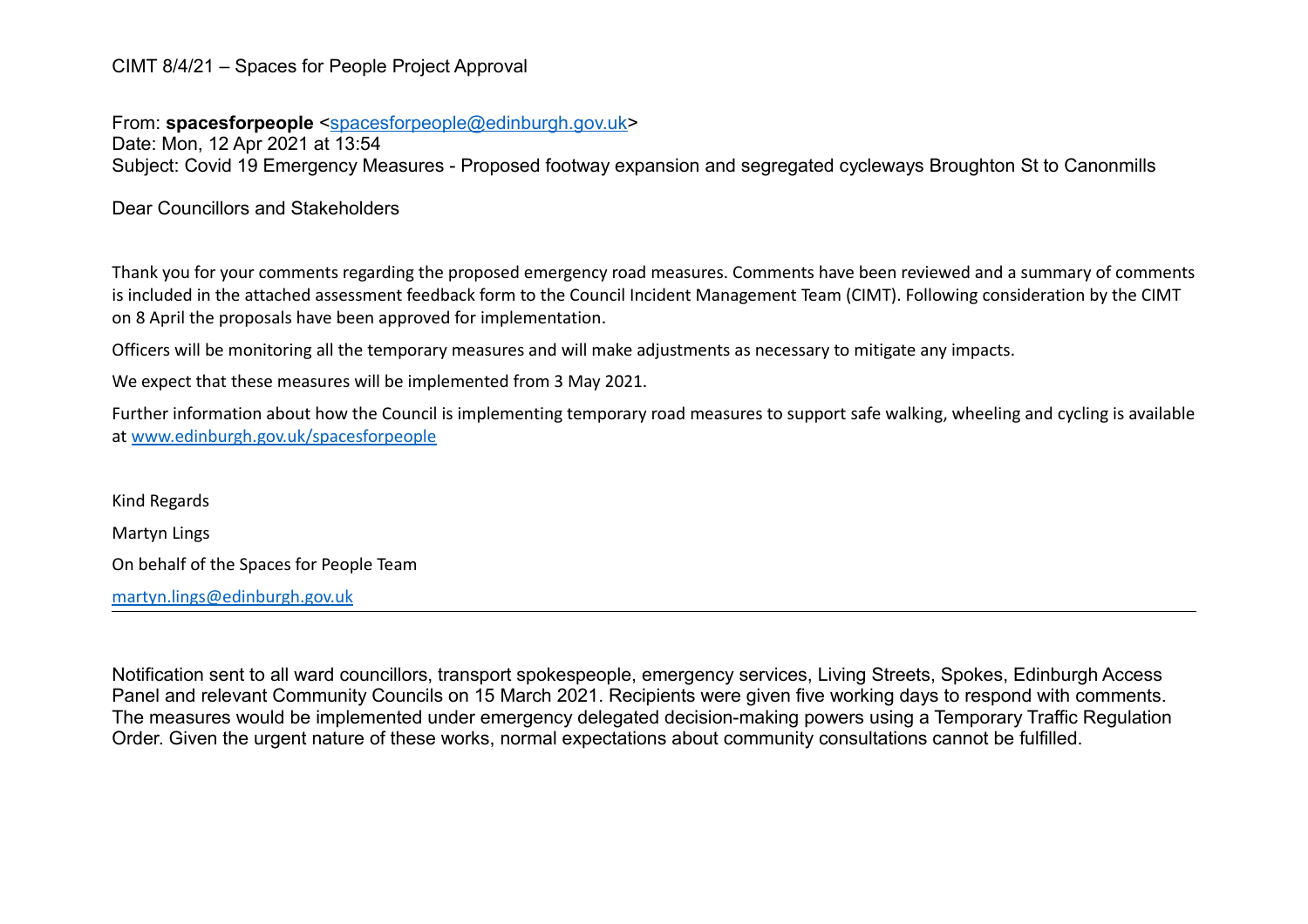CIMT 8/4/21 – Spaces for People Project Approval

From: **spacesforpeople** <spacesforpeople@edinburgh.gov.uk>
Date: Mon, 12 Apr 2021 at 13:54
Subject: Covid 19 Emergency Measures - Proposed footway expansion and segregated cycleways Broughton St to Canonmills

Dear Councillors and Stakeholders

Thank you for your comments regarding the proposed emergency road measures. Comments have been reviewed and a summary of comments is included in the attached assessment feedback form to the Council Incident Management Team (CIMT). Following consideration by the CIMT on 8 April the proposals have been approved for implementation.

Officers will be monitoring all the temporary measures and will make adjustments as necessary to mitigate any impacts.

We expect that these measures will be implemented from 3 May 2021.

Further information about how the Council is implementing temporary road measures to support safe walking, wheeling and cycling is available at www.edinburgh.gov.uk/spacesforpeople

Kind Regards

Martyn Lings

On behalf of the Spaces for People Team

martyn.lings@edinburgh.gov.uk

---

Notification sent to all ward councillors, transport spokespeople, emergency services, Living Streets, Spokes, Edinburgh Access Panel and relevant Community Councils on 15 March 2021. Recipients were given five working days to respond with comments. The measures would be implemented under emergency delegated decision-making powers using a Temporary Traffic Regulation Order. Given the urgent nature of these works, normal expectations about community consultations cannot be fulfilled.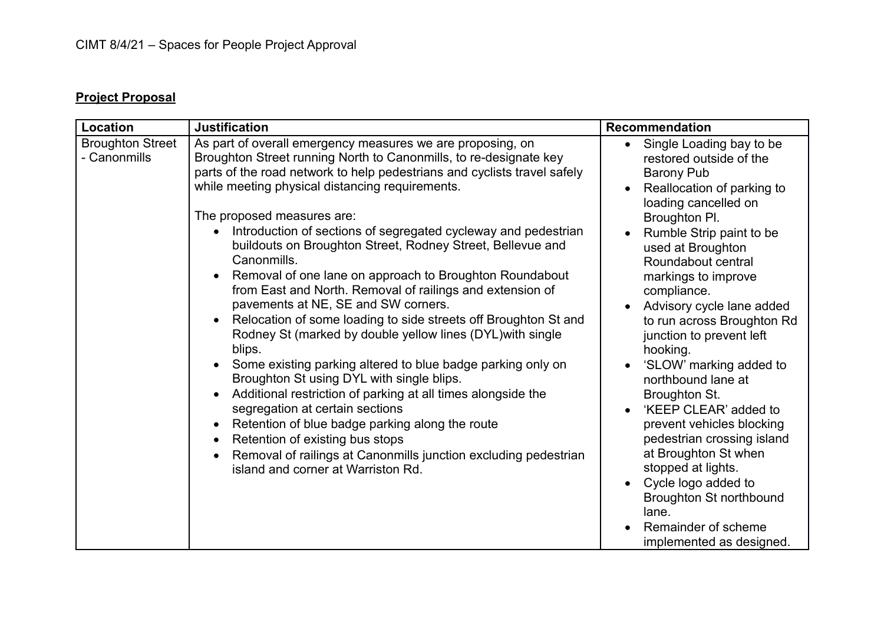CIMT 8/4/21 – Spaces for People Project Approval

**Project Proposal**

| Location | Justification | Recommendation |
| --- | --- | --- |
| Broughton Street - Canonmills | As part of overall emergency measures we are proposing, on Broughton Street running North to Canonmills, to re-designate key parts of the road network to help pedestrians and cyclists travel safely while meeting physical distancing requirements.<br><br>The proposed measures are:<br>• Introduction of sections of segregated cycleway and pedestrian buildouts on Broughton Street, Rodney Street, Bellevue and Canonmills.<br>• Removal of one lane on approach to Broughton Roundabout from East and North. Removal of railings and extension of pavements at NE, SE and SW corners.<br>• Relocation of some loading to side streets off Broughton St and Rodney St (marked by double yellow lines (DYL)with single blips.<br>• Some existing parking altered to blue badge parking only on Broughton St using DYL with single blips.<br>• Additional restriction of parking at all times alongside the segregation at certain sections<br>• Retention of blue badge parking along the route<br>• Retention of existing bus stops<br>• Removal of railings at Canonmills junction excluding pedestrian island and corner at Warriston Rd. | • Single Loading bay to be restored outside of the Barony Pub<br>• Reallocation of parking to loading cancelled on Broughton Pl.<br>• Rumble Strip paint to be used at Broughton Roundabout central markings to improve compliance.<br>• Advisory cycle lane added to run across Broughton Rd junction to prevent left hooking.<br>• 'SLOW' marking added to northbound lane at Broughton St.<br>• 'KEEP CLEAR' added to prevent vehicles blocking pedestrian crossing island at Broughton St when stopped at lights.<br>• Cycle logo added to Broughton St northbound lane.<br>• Remainder of scheme implemented as designed. |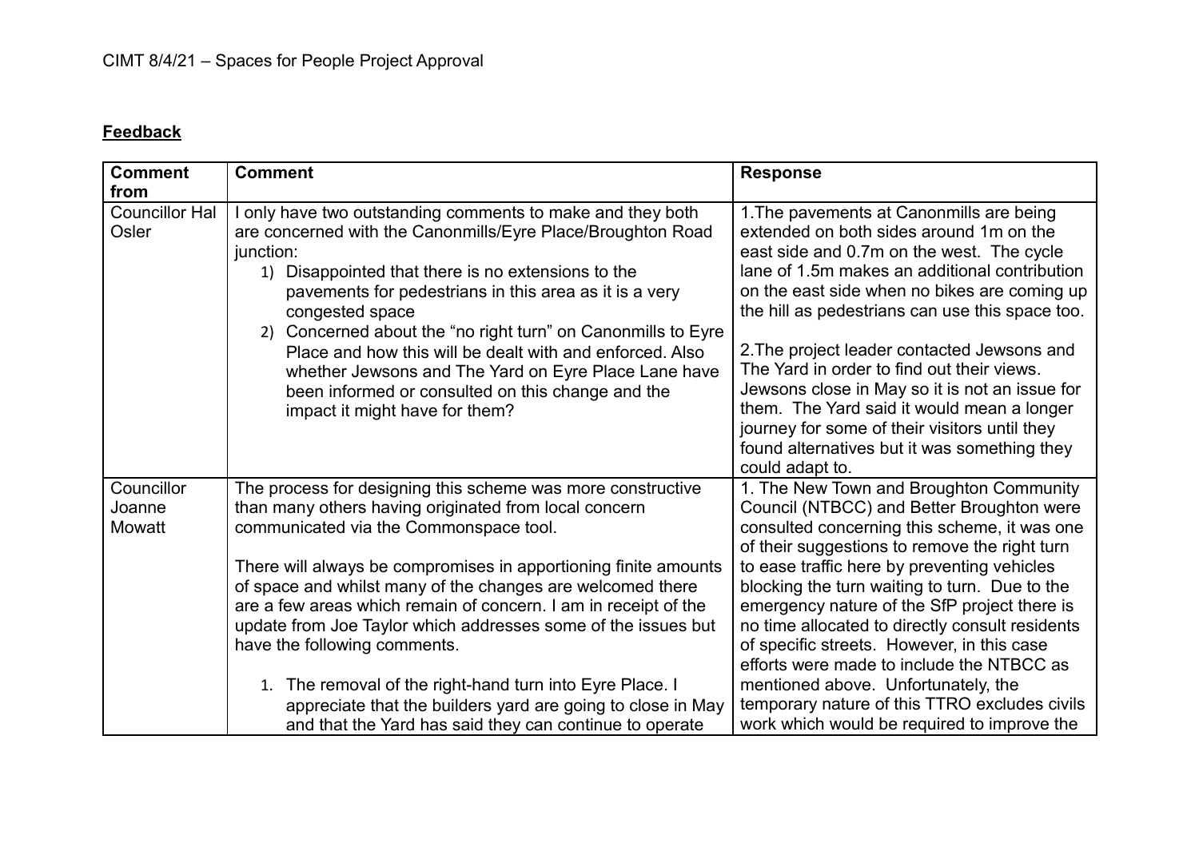CIMT 8/4/21 – Spaces for People Project Approval

**Feedback**

| Comment from | Comment | Response |
|---|---|---|
| Councillor Hal Osler | I only have two outstanding comments to make and they both are concerned with the Canonmills/Eyre Place/Broughton Road junction:<br>1) Disappointed that there is no extensions to the pavements for pedestrians in this area as it is a very congested space<br>2) Concerned about the "no right turn" on Canonmills to Eyre Place and how this will be dealt with and enforced. Also whether Jewsons and The Yard on Eyre Place Lane have been informed or consulted on this change and the impact it might have for them? | 1.The pavements at Canonmills are being extended on both sides around 1m on the east side and 0.7m on the west. The cycle lane of 1.5m makes an additional contribution on the east side when no bikes are coming up the hill as pedestrians can use this space too.<br><br>2.The project leader contacted Jewsons and The Yard in order to find out their views. Jewsons close in May so it is not an issue for them. The Yard said it would mean a longer journey for some of their visitors until they found alternatives but it was something they could adapt to. |
| Councillor Joanne Mowatt | The process for designing this scheme was more constructive than many others having originated from local concern communicated via the Commonspace tool.<br><br>There will always be compromises in apportioning finite amounts of space and whilst many of the changes are welcomed there are a few areas which remain of concern. I am in receipt of the update from Joe Taylor which addresses some of the issues but have the following comments.<br><br>1. The removal of the right-hand turn into Eyre Place. I appreciate that the builders yard are going to close in May and that the Yard has said they can continue to operate | 1. The New Town and Broughton Community Council (NTBCC) and Better Broughton were consulted concerning this scheme, it was one of their suggestions to remove the right turn to ease traffic here by preventing vehicles blocking the turn waiting to turn. Due to the emergency nature of the SfP project there is no time allocated to directly consult residents of specific streets. However, in this case efforts were made to include the NTBCC as mentioned above. Unfortunately, the temporary nature of this TTRO excludes civils work which would be required to improve the |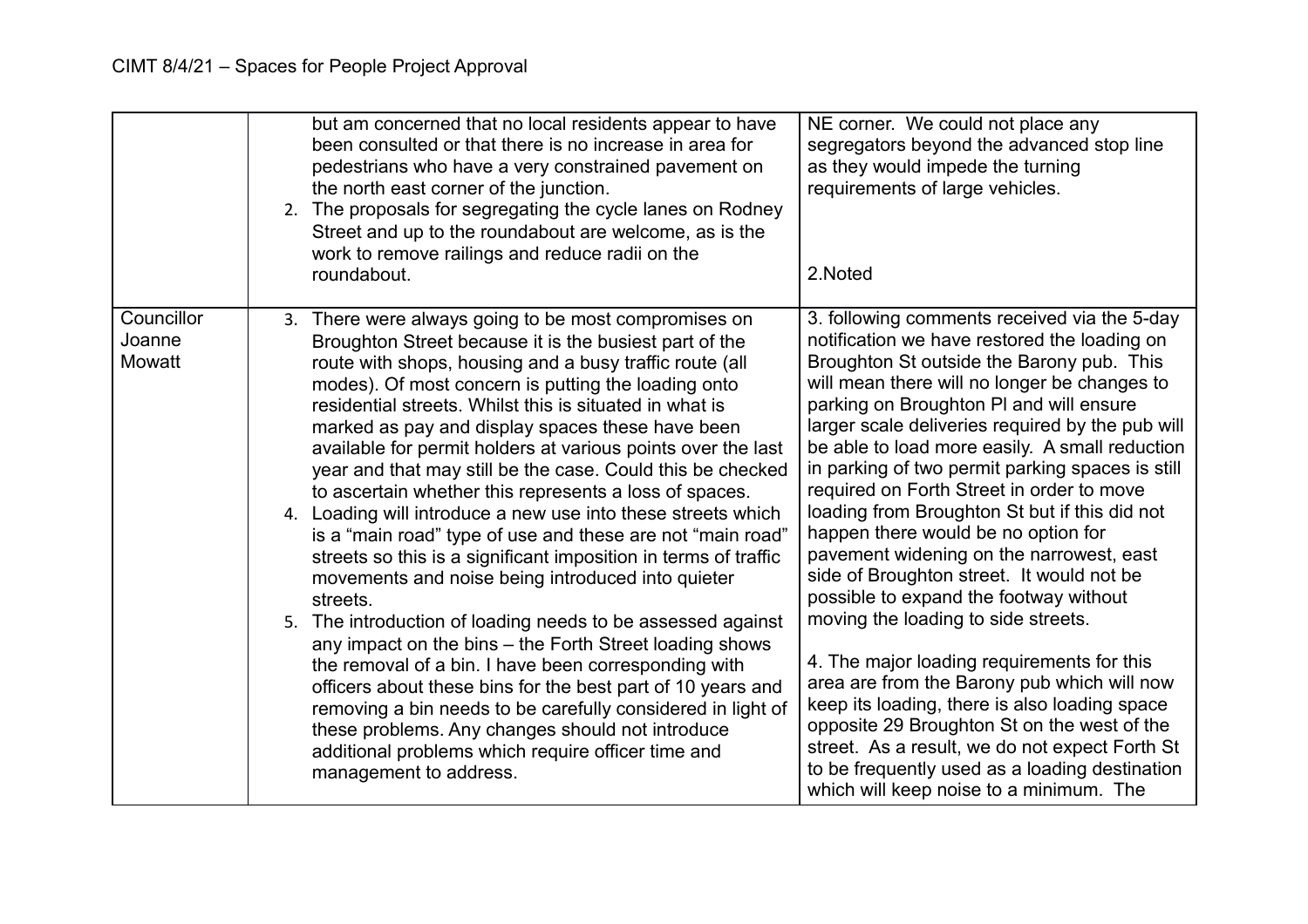CIMT 8/4/21 – Spaces for People Project Approval

| | | |
|---|---|---|
| | but am concerned that no local residents appear to have been consulted or that there is no increase in area for pedestrians who have a very constrained pavement on the north east corner of the junction.<br>2. The proposals for segregating the cycle lanes on Rodney Street and up to the roundabout are welcome, as is the work to remove railings and reduce radii on the roundabout. | NE corner. We could not place any segregators beyond the advanced stop line as they would impede the turning requirements of large vehicles.<br><br>2.Noted |
| Councillor Joanne Mowatt | 3. There were always going to be most compromises on Broughton Street because it is the busiest part of the route with shops, housing and a busy traffic route (all modes). Of most concern is putting the loading onto residential streets. Whilst this is situated in what is marked as pay and display spaces these have been available for permit holders at various points over the last year and that may still be the case. Could this be checked to ascertain whether this represents a loss of spaces.<br>4. Loading will introduce a new use into these streets which is a "main road" type of use and these are not "main road" streets so this is a significant imposition in terms of traffic movements and noise being introduced into quieter streets.<br>5. The introduction of loading needs to be assessed against any impact on the bins – the Forth Street loading shows the removal of a bin. I have been corresponding with officers about these bins for the best part of 10 years and removing a bin needs to be carefully considered in light of these problems. Any changes should not introduce additional problems which require officer time and management to address. | 3. following comments received via the 5-day notification we have restored the loading on Broughton St outside the Barony pub. This will mean there will no longer be changes to parking on Broughton Pl and will ensure larger scale deliveries required by the pub will be able to load more easily. A small reduction in parking of two permit parking spaces is still required on Forth Street in order to move loading from Broughton St but if this did not happen there would be no option for pavement widening on the narrowest, east side of Broughton street. It would not be possible to expand the footway without moving the loading to side streets.<br><br>4. The major loading requirements for this area are from the Barony pub which will now keep its loading, there is also loading space opposite 29 Broughton St on the west of the street. As a result, we do not expect Forth St to be frequently used as a loading destination which will keep noise to a minimum. The |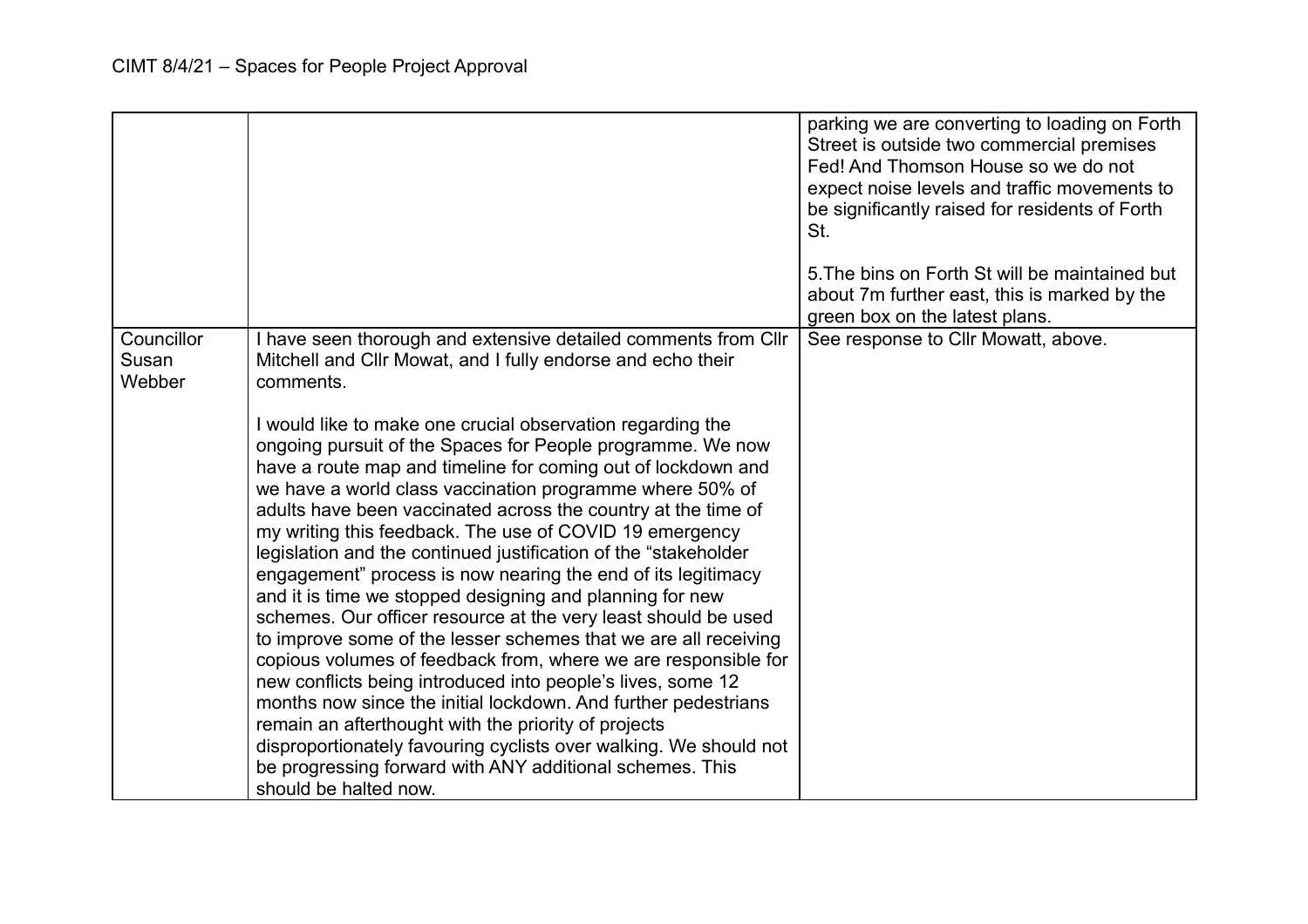| | | |
|---|---|---|
| | | parking we are converting to loading on Forth Street is outside two commercial premises Fed! And Thomson House so we do not expect noise levels and traffic movements to be significantly raised for residents of Forth St.<br><br>5.The bins on Forth St will be maintained but about 7m further east, this is marked by the green box on the latest plans. |
| Councillor Susan Webber | I have seen thorough and extensive detailed comments from Cllr Mitchell and Cllr Mowat, and I fully endorse and echo their comments.<br><br>I would like to make one crucial observation regarding the ongoing pursuit of the Spaces for People programme. We now have a route map and timeline for coming out of lockdown and we have a world class vaccination programme where 50% of adults have been vaccinated across the country at the time of my writing this feedback. The use of COVID 19 emergency legislation and the continued justification of the "stakeholder engagement" process is now nearing the end of its legitimacy and it is time we stopped designing and planning for new schemes. Our officer resource at the very least should be used to improve some of the lesser schemes that we are all receiving copious volumes of feedback from, where we are responsible for new conflicts being introduced into people's lives, some 12 months now since the initial lockdown. And further pedestrians remain an afterthought with the priority of projects disproportionately favouring cyclists over walking. We should not be progressing forward with ANY additional schemes. This should be halted now. | See response to Cllr Mowatt, above. |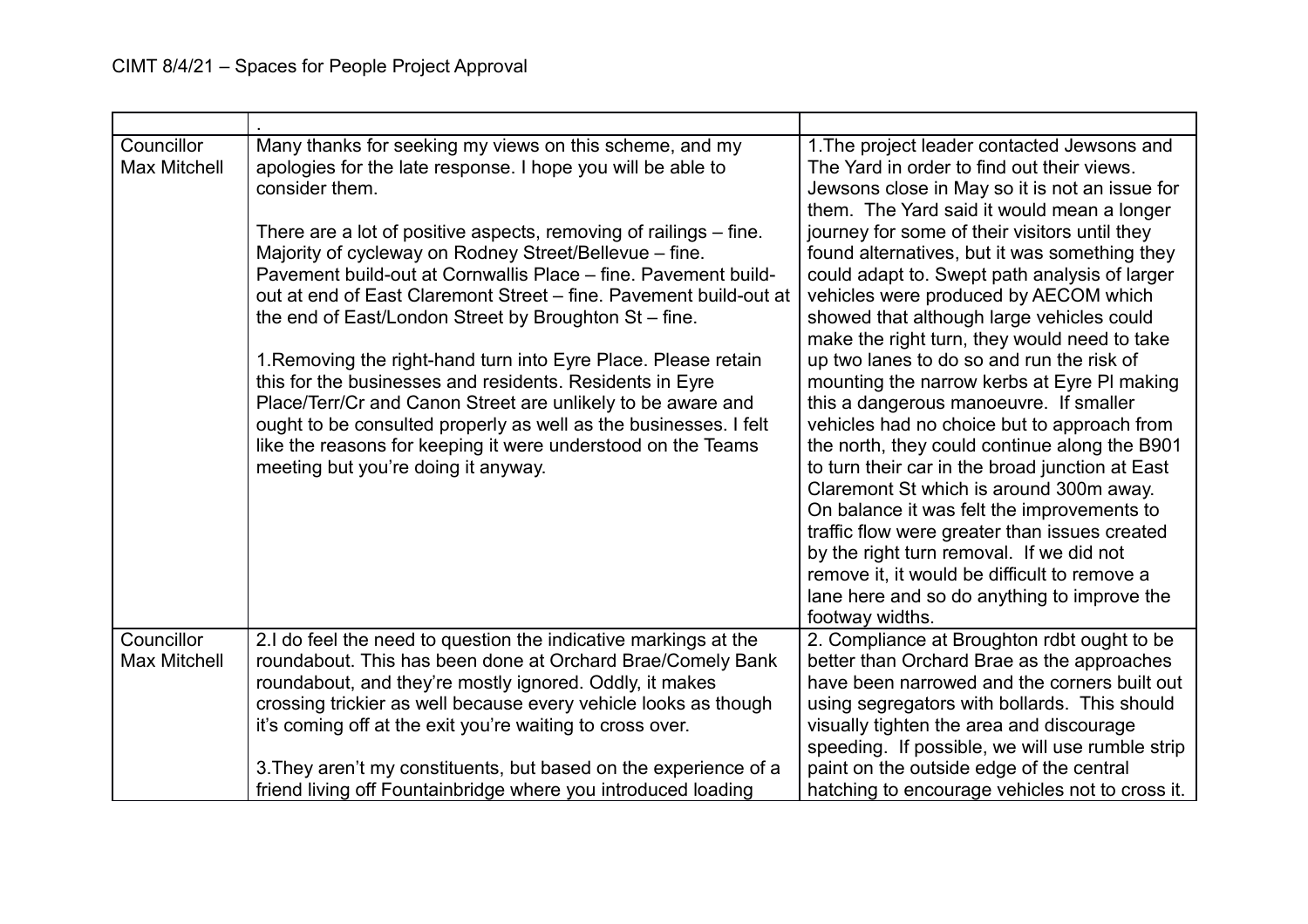CIMT 8/4/21 – Spaces for People Project Approval

| | . | |
|---|---|---|
| Councillor Max Mitchell | Many thanks for seeking my views on this scheme, and my apologies for the late response. I hope you will be able to consider them.<br><br>There are a lot of positive aspects, removing of railings – fine. Majority of cycleway on Rodney Street/Bellevue – fine. Pavement build-out at Cornwallis Place – fine. Pavement build-out at end of East Claremont Street – fine. Pavement build-out at the end of East/London Street by Broughton St – fine.<br><br>1.Removing the right-hand turn into Eyre Place. Please retain this for the businesses and residents. Residents in Eyre Place/Terr/Cr and Canon Street are unlikely to be aware and ought to be consulted properly as well as the businesses. I felt like the reasons for keeping it were understood on the Teams meeting but you're doing it anyway. | 1.The project leader contacted Jewsons and The Yard in order to find out their views. Jewsons close in May so it is not an issue for them. The Yard said it would mean a longer journey for some of their visitors until they found alternatives, but it was something they could adapt to. Swept path analysis of larger vehicles were produced by AECOM which showed that although large vehicles could make the right turn, they would need to take up two lanes to do so and run the risk of mounting the narrow kerbs at Eyre Pl making this a dangerous manoeuvre. If smaller vehicles had no choice but to approach from the north, they could continue along the B901 to turn their car in the broad junction at East Claremont St which is around 300m away. On balance it was felt the improvements to traffic flow were greater than issues created by the right turn removal. If we did not remove it, it would be difficult to remove a lane here and so do anything to improve the footway widths. |
| Councillor Max Mitchell | 2.I do feel the need to question the indicative markings at the roundabout. This has been done at Orchard Brae/Comely Bank roundabout, and they're mostly ignored. Oddly, it makes crossing trickier as well because every vehicle looks as though it's coming off at the exit you're waiting to cross over.<br><br>3.They aren't my constituents, but based on the experience of a friend living off Fountainbridge where you introduced loading | 2. Compliance at Broughton rdbt ought to be better than Orchard Brae as the approaches have been narrowed and the corners built out using segregators with bollards. This should visually tighten the area and discourage speeding. If possible, we will use rumble strip paint on the outside edge of the central hatching to encourage vehicles not to cross it. |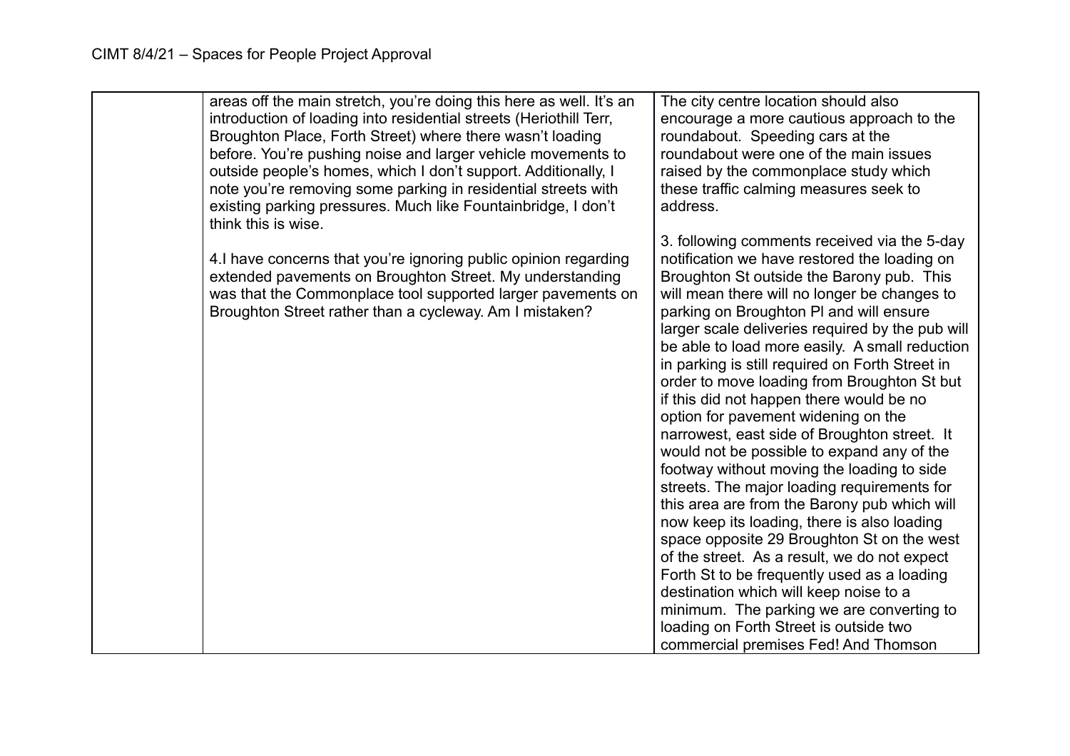CIMT 8/4/21 – Spaces for People Project Approval

| | | |
|---|---|---|
| | areas off the main stretch, you're doing this here as well. It's an introduction of loading into residential streets (Heriothill Terr, Broughton Place, Forth Street) where there wasn't loading before. You're pushing noise and larger vehicle movements to outside people's homes, which I don't support. Additionally, I note you're removing some parking in residential streets with existing parking pressures. Much like Fountainbridge, I don't think this is wise.<br><br>4.I have concerns that you're ignoring public opinion regarding extended pavements on Broughton Street. My understanding was that the Commonplace tool supported larger pavements on Broughton Street rather than a cycleway. Am I mistaken? | The city centre location should also encourage a more cautious approach to the roundabout. Speeding cars at the roundabout were one of the main issues raised by the commonplace study which these traffic calming measures seek to address.<br><br>3. following comments received via the 5-day notification we have restored the loading on Broughton St outside the Barony pub. This will mean there will no longer be changes to parking on Broughton Pl and will ensure larger scale deliveries required by the pub will be able to load more easily. A small reduction in parking is still required on Forth Street in order to move loading from Broughton St but if this did not happen there would be no option for pavement widening on the narrowest, east side of Broughton street. It would not be possible to expand any of the footway without moving the loading to side streets. The major loading requirements for this area are from the Barony pub which will now keep its loading, there is also loading space opposite 29 Broughton St on the west of the street. As a result, we do not expect Forth St to be frequently used as a loading destination which will keep noise to a minimum. The parking we are converting to loading on Forth Street is outside two commercial premises Fed! And Thomson |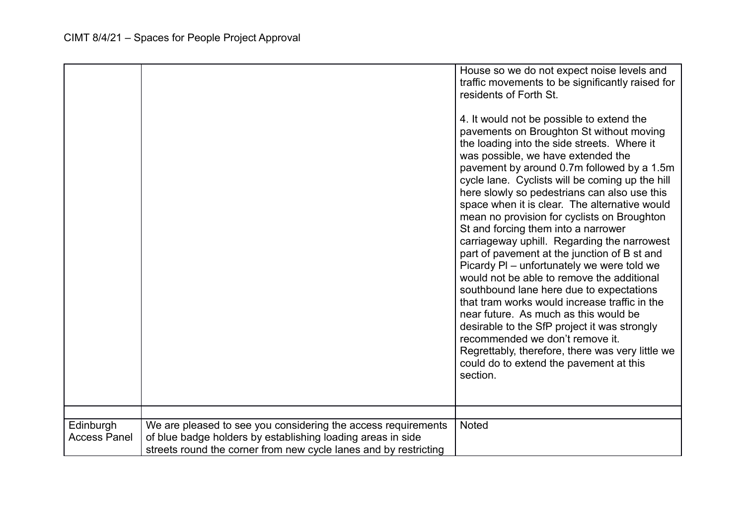| | | |
|---|---|---|
| | | House so we do not expect noise levels and traffic movements to be significantly raised for residents of Forth St.<br><br>4. It would not be possible to extend the pavements on Broughton St without moving the loading into the side streets. Where it was possible, we have extended the pavement by around 0.7m followed by a 1.5m cycle lane. Cyclists will be coming up the hill here slowly so pedestrians can also use this space when it is clear. The alternative would mean no provision for cyclists on Broughton St and forcing them into a narrower carriageway uphill. Regarding the narrowest part of pavement at the junction of B st and Picardy Pl – unfortunately we were told we would not be able to remove the additional southbound lane here due to expectations that tram works would increase traffic in the near future. As much as this would be desirable to the SfP project it was strongly recommended we don't remove it. Regrettably, therefore, there was very little we could do to extend the pavement at this section. |
| | | |
| Edinburgh Access Panel | We are pleased to see you considering the access requirements of blue badge holders by establishing loading areas in side streets round the corner from new cycle lanes and by restricting | Noted |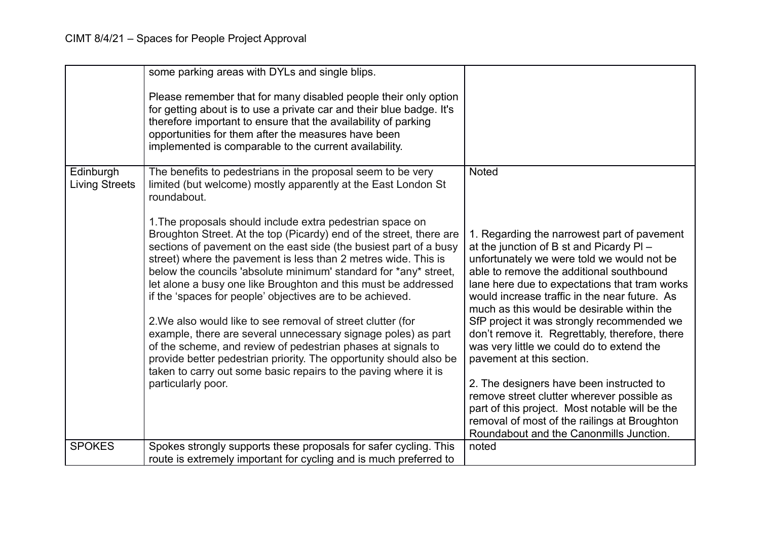| | | |
|---|---|---|
| | some parking areas with DYLs and single blips.<br><br>Please remember that for many disabled people their only option for getting about is to use a private car and their blue badge. It's therefore important to ensure that the availability of parking opportunities for them after the measures have been implemented is comparable to the current availability. | |
| Edinburgh Living Streets | The benefits to pedestrians in the proposal seem to be very limited (but welcome) mostly apparently at the East London St roundabout.<br><br>1.The proposals should include extra pedestrian space on Broughton Street. At the top (Picardy) end of the street, there are sections of pavement on the east side (the busiest part of a busy street) where the pavement is less than 2 metres wide. This is below the councils 'absolute minimum' standard for *any* street, let alone a busy one like Broughton and this must be addressed if the 'spaces for people' objectives are to be achieved.<br><br>2.We also would like to see removal of street clutter (for example, there are several unnecessary signage poles) as part of the scheme, and review of pedestrian phases at signals to provide better pedestrian priority. The opportunity should also be taken to carry out some basic repairs to the paving where it is particularly poor. | Noted<br><br>1. Regarding the narrowest part of pavement at the junction of B st and Picardy Pl – unfortunately we were told we would not be able to remove the additional southbound lane here due to expectations that tram works would increase traffic in the near future. As much as this would be desirable within the SfP project it was strongly recommended we don't remove it. Regrettably, therefore, there was very little we could do to extend the pavement at this section.<br><br>2. The designers have been instructed to remove street clutter wherever possible as part of this project. Most notable will be the removal of most of the railings at Broughton Roundabout and the Canonmills Junction. |
| SPOKES | Spokes strongly supports these proposals for safer cycling. This route is extremely important for cycling and is much preferred to | noted |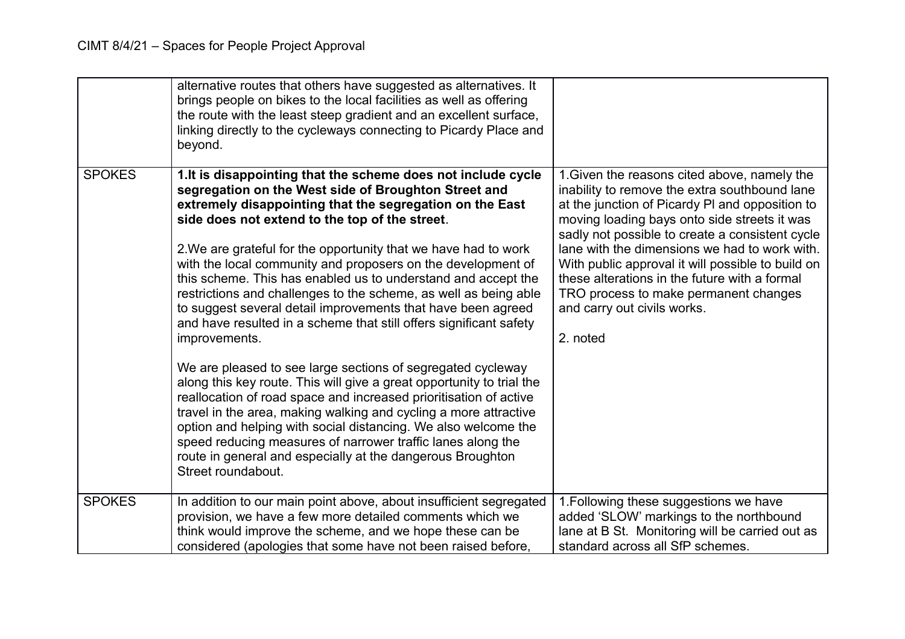| | | |
|---|---|---|
| | alternative routes that others have suggested as alternatives. It brings people on bikes to the local facilities as well as offering the route with the least steep gradient and an excellent surface, linking directly to the cycleways connecting to Picardy Place and beyond. | |
| SPOKES | **1.It is disappointing that the scheme does not include cycle segregation on the West side of Broughton Street and extremely disappointing that the segregation on the East side does not extend to the top of the street**.<br><br>2.We are grateful for the opportunity that we have had to work with the local community and proposers on the development of this scheme. This has enabled us to understand and accept the restrictions and challenges to the scheme, as well as being able to suggest several detail improvements that have been agreed and have resulted in a scheme that still offers significant safety improvements.<br><br>We are pleased to see large sections of segregated cycleway along this key route. This will give a great opportunity to trial the reallocation of road space and increased prioritisation of active travel in the area, making walking and cycling a more attractive option and helping with social distancing. We also welcome the speed reducing measures of narrower traffic lanes along the route in general and especially at the dangerous Broughton Street roundabout. | 1.Given the reasons cited above, namely the inability to remove the extra southbound lane at the junction of Picardy Pl and opposition to moving loading bays onto side streets it was sadly not possible to create a consistent cycle lane with the dimensions we had to work with. With public approval it will possible to build on these alterations in the future with a formal TRO process to make permanent changes and carry out civils works.<br><br>2. noted |
| SPOKES | In addition to our main point above, about insufficient segregated provision, we have a few more detailed comments which we think would improve the scheme, and we hope these can be considered (apologies that some have not been raised before, | 1.Following these suggestions we have added 'SLOW' markings to the northbound lane at B St. Monitoring will be carried out as standard across all SfP schemes. |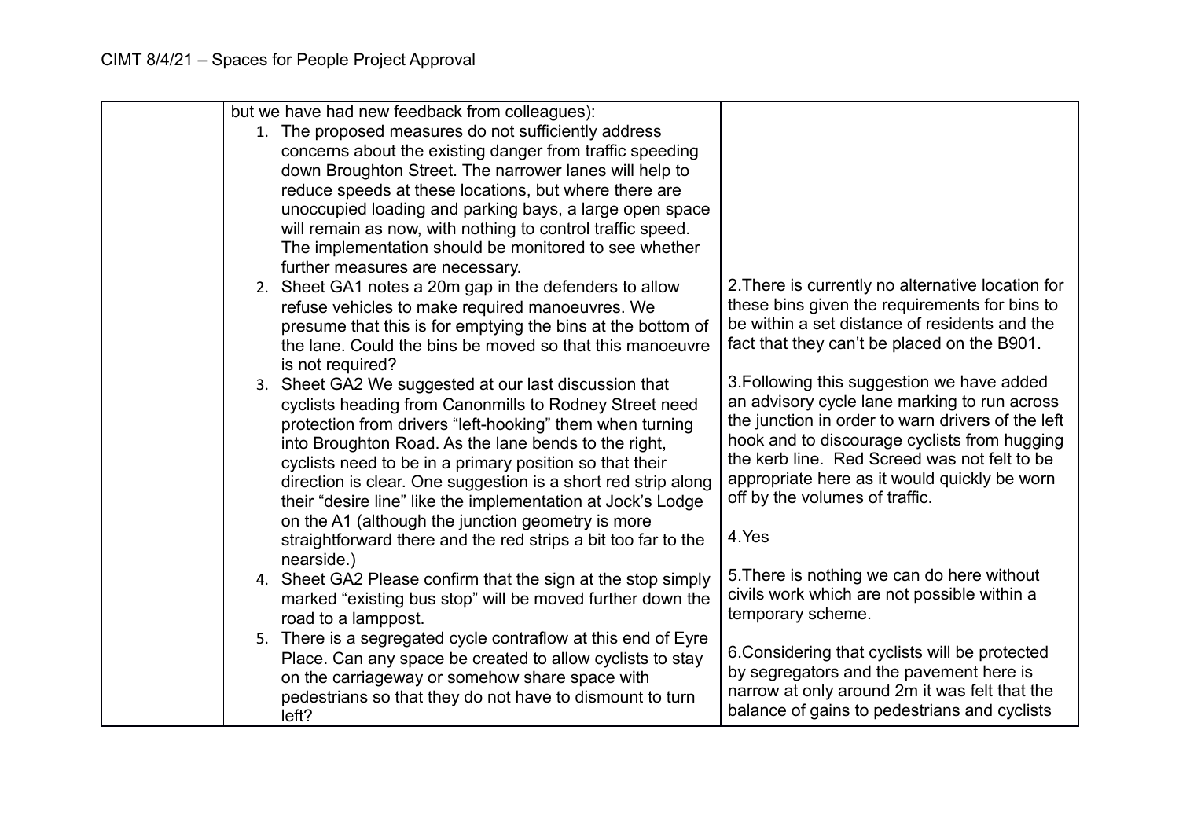| | but we have had new feedback from colleagues):<br>1. The proposed measures do not sufficiently address concerns about the existing danger from traffic speeding down Broughton Street. The narrower lanes will help to reduce speeds at these locations, but where there are unoccupied loading and parking bays, a large open space will remain as now, with nothing to control traffic speed. The implementation should be monitored to see whether further measures are necessary.<br>2. Sheet GA1 notes a 20m gap in the defenders to allow refuse vehicles to make required manoeuvres. We presume that this is for emptying the bins at the bottom of the lane. Could the bins be moved so that this manoeuvre is not required?<br>3. Sheet GA2 We suggested at our last discussion that cyclists heading from Canonmills to Rodney Street need protection from drivers "left-hooking" them when turning into Broughton Road. As the lane bends to the right, cyclists need to be in a primary position so that their direction is clear. One suggestion is a short red strip along their "desire line" like the implementation at Jock's Lodge on the A1 (although the junction geometry is more straightforward there and the red strips a bit too far to the nearside.)<br>4. Sheet GA2 Please confirm that the sign at the stop simply marked "existing bus stop" will be moved further down the road to a lamppost.<br>5. There is a segregated cycle contraflow at this end of Eyre Place. Can any space be created to allow cyclists to stay on the carriageway or somehow share space with pedestrians so that they do not have to dismount to turn left? | 2.There is currently no alternative location for these bins given the requirements for bins to be within a set distance of residents and the fact that they can't be placed on the B901.<br><br>3.Following this suggestion we have added an advisory cycle lane marking to run across the junction in order to warn drivers of the left hook and to discourage cyclists from hugging the kerb line. Red Screed was not felt to be appropriate here as it would quickly be worn off by the volumes of traffic.<br><br>4.Yes<br><br>5.There is nothing we can do here without civils work which are not possible within a temporary scheme.<br><br>6.Considering that cyclists will be protected by segregators and the pavement here is narrow at only around 2m it was felt that the balance of gains to pedestrians and cyclists |
|---|---|---|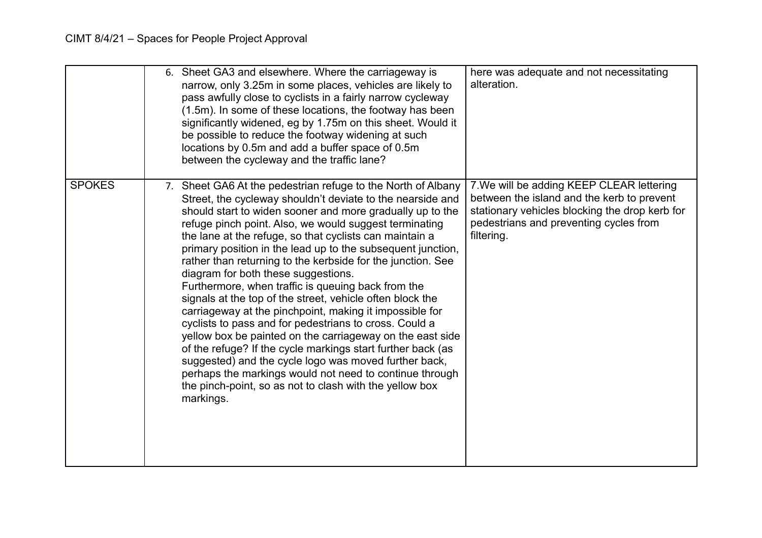| | | |
|---|---|---|
| | 6. Sheet GA3 and elsewhere. Where the carriageway is narrow, only 3.25m in some places, vehicles are likely to pass awfully close to cyclists in a fairly narrow cycleway (1.5m). In some of these locations, the footway has been significantly widened, eg by 1.75m on this sheet. Would it be possible to reduce the footway widening at such locations by 0.5m and add a buffer space of 0.5m between the cycleway and the traffic lane? | here was adequate and not necessitating alteration. |
| SPOKES | 7. Sheet GA6 At the pedestrian refuge to the North of Albany Street, the cycleway shouldn't deviate to the nearside and should start to widen sooner and more gradually up to the refuge pinch point. Also, we would suggest terminating the lane at the refuge, so that cyclists can maintain a primary position in the lead up to the subsequent junction, rather than returning to the kerbside for the junction. See diagram for both these suggestions.<br>Furthermore, when traffic is queuing back from the signals at the top of the street, vehicle often block the carriageway at the pinchpoint, making it impossible for cyclists to pass and for pedestrians to cross. Could a yellow box be painted on the carriageway on the east side of the refuge? If the cycle markings start further back (as suggested) and the cycle logo was moved further back, perhaps the markings would not need to continue through the pinch-point, so as not to clash with the yellow box markings. | 7.We will be adding KEEP CLEAR lettering between the island and the kerb to prevent stationary vehicles blocking the drop kerb for pedestrians and preventing cycles from filtering. |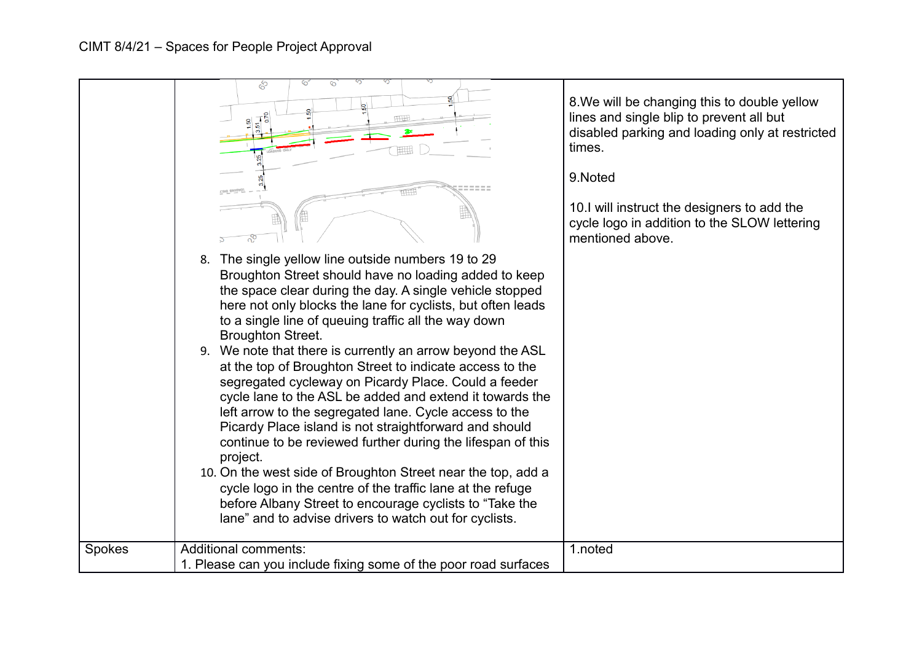CIMT 8/4/21 – Spaces for People Project Approval

| | | |
|---|---|---|
| | 8. The single yellow line outside numbers 19 to 29 Broughton Street should have no loading added to keep the space clear during the day. A single vehicle stopped here not only blocks the lane for cyclists, but often leads to a single line of queuing traffic all the way down Broughton Street.<br>9. We note that there is currently an arrow beyond the ASL at the top of Broughton Street to indicate access to the segregated cycleway on Picardy Place. Could a feeder cycle lane to the ASL be added and extend it towards the left arrow to the segregated lane. Cycle access to the Picardy Place island is not straightforward and should continue to be reviewed further during the lifespan of this project.<br>10. On the west side of Broughton Street near the top, add a cycle logo in the centre of the traffic lane at the refuge before Albany Street to encourage cyclists to "Take the lane" and to advise drivers to watch out for cyclists. | 8.We will be changing this to double yellow lines and single blip to prevent all but disabled parking and loading only at restricted times.<br><br>9.Noted<br><br>10.I will instruct the designers to add the cycle logo in addition to the SLOW lettering mentioned above. |
| Spokes | Additional comments:<br>1. Please can you include fixing some of the poor road surfaces | 1.noted |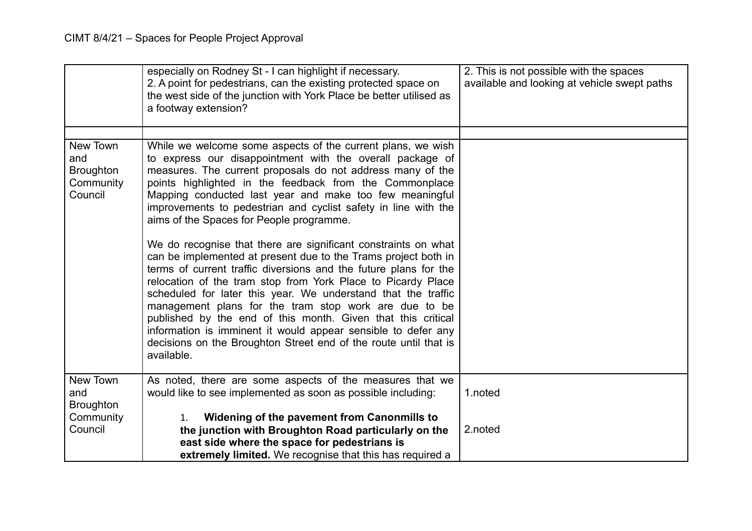| | | |
|---|---|---|
| | especially on Rodney St - I can highlight if necessary.<br>2. A point for pedestrians, can the existing protected space on the west side of the junction with York Place be better utilised as a footway extension? | 2. This is not possible with the spaces available and looking at vehicle swept paths |
| | | |
| New Town and Broughton Community Council | While we welcome some aspects of the current plans, we wish to express our disappointment with the overall package of measures. The current proposals do not address many of the points highlighted in the feedback from the Commonplace Mapping conducted last year and make too few meaningful improvements to pedestrian and cyclist safety in line with the aims of the Spaces for People programme.<br><br>We do recognise that there are significant constraints on what can be implemented at present due to the Trams project both in terms of current traffic diversions and the future plans for the relocation of the tram stop from York Place to Picardy Place scheduled for later this year. We understand that the traffic management plans for the tram stop work are due to be published by the end of this month. Given that this critical information is imminent it would appear sensible to defer any decisions on the Broughton Street end of the route until that is available. | |
| New Town and Broughton Community Council | As noted, there are some aspects of the measures that we would like to see implemented as soon as possible including:<br><br>1. **Widening of the pavement from Canonmills to the junction with Broughton Road particularly on the east side where the space for pedestrians is extremely limited.** We recognise that this has required a | 1.noted<br><br>2.noted |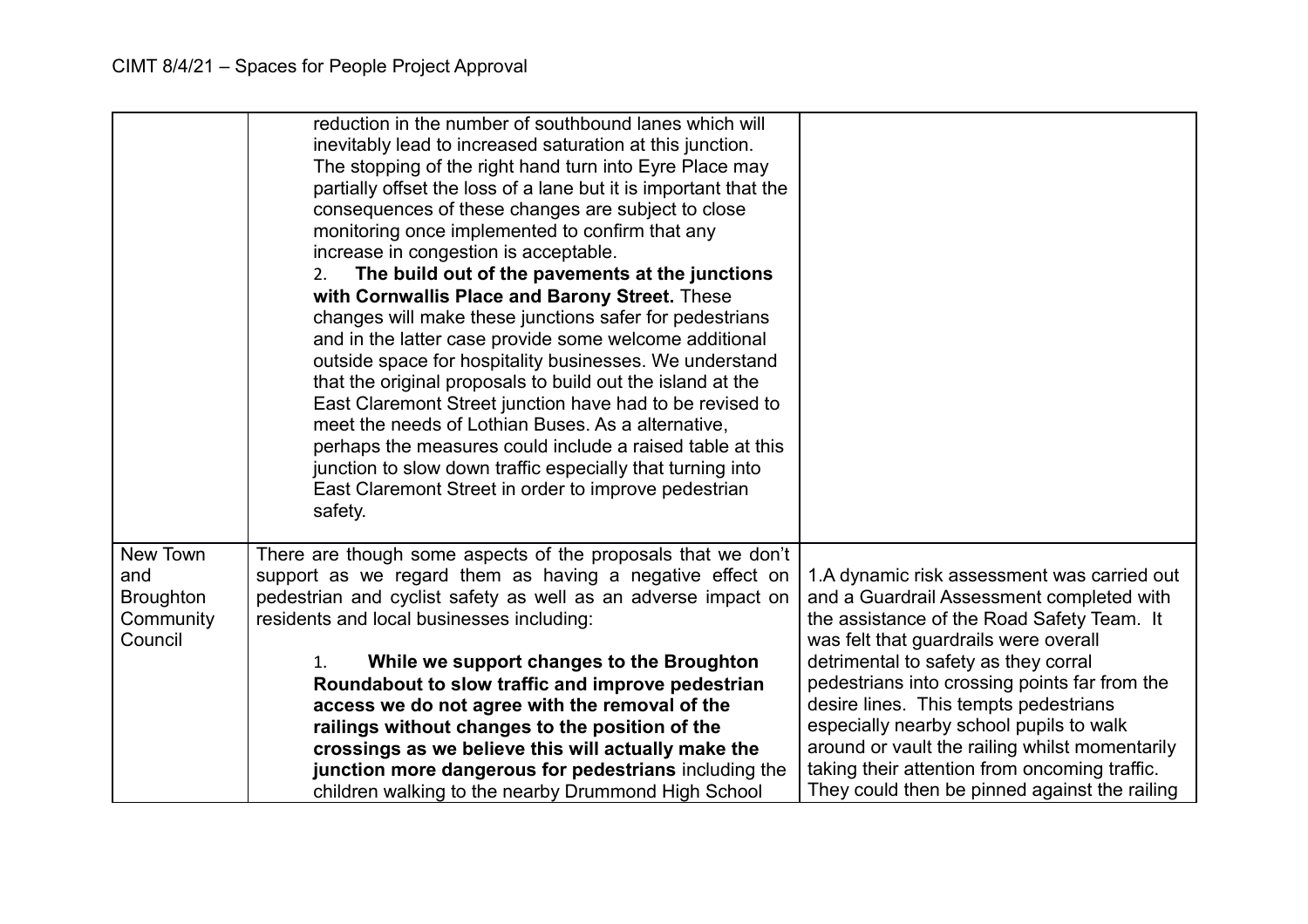| | | |
|---|---|---|
| | reduction in the number of southbound lanes which will inevitably lead to increased saturation at this junction. The stopping of the right hand turn into Eyre Place may partially offset the loss of a lane but it is important that the consequences of these changes are subject to close monitoring once implemented to confirm that any increase in congestion is acceptable.<br>2. **The build out of the pavements at the junctions with Cornwallis Place and Barony Street.** These changes will make these junctions safer for pedestrians and in the latter case provide some welcome additional outside space for hospitality businesses. We understand that the original proposals to build out the island at the East Claremont Street junction have had to be revised to meet the needs of Lothian Buses. As a alternative, perhaps the measures could include a raised table at this junction to slow down traffic especially that turning into East Claremont Street in order to improve pedestrian safety. | |
| New Town and Broughton Community Council | There are though some aspects of the proposals that we don't support as we regard them as having a negative effect on pedestrian and cyclist safety as well as an adverse impact on residents and local businesses including:<br>1. **While we support changes to the Broughton Roundabout to slow traffic and improve pedestrian access we do not agree with the removal of the railings without changes to the position of the crossings as we believe this will actually make the junction more dangerous for pedestrians** including the children walking to the nearby Drummond High School | 1.A dynamic risk assessment was carried out and a Guardrail Assessment completed with the assistance of the Road Safety Team. It was felt that guardrails were overall detrimental to safety as they corral pedestrians into crossing points far from the desire lines. This tempts pedestrians especially nearby school pupils to walk around or vault the railing whilst momentarily taking their attention from oncoming traffic. They could then be pinned against the railing |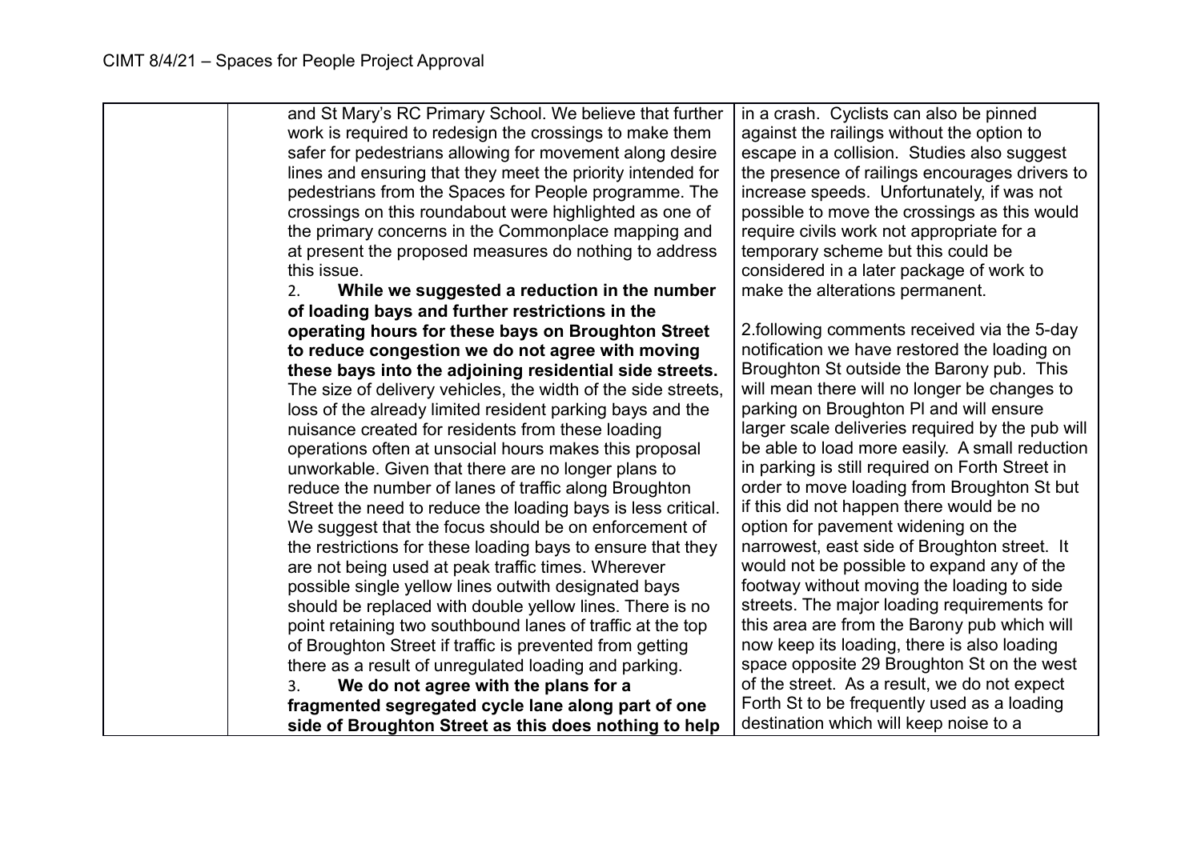| | | |
|---|---|---|
| | and St Mary's RC Primary School. We believe that further work is required to redesign the crossings to make them safer for pedestrians allowing for movement along desire lines and ensuring that they meet the priority intended for pedestrians from the Spaces for People programme. The crossings on this roundabout were highlighted as one of the primary concerns in the Commonplace mapping and at present the proposed measures do nothing to address this issue.<br>2. **While we suggested a reduction in the number of loading bays and further restrictions in the operating hours for these bays on Broughton Street to reduce congestion we do not agree with moving these bays into the adjoining residential side streets.** The size of delivery vehicles, the width of the side streets, loss of the already limited resident parking bays and the nuisance created for residents from these loading operations often at unsocial hours makes this proposal unworkable. Given that there are no longer plans to reduce the number of lanes of traffic along Broughton Street the need to reduce the loading bays is less critical. We suggest that the focus should be on enforcement of the restrictions for these loading bays to ensure that they are not being used at peak traffic times. Wherever possible single yellow lines outwith designated bays should be replaced with double yellow lines. There is no point retaining two southbound lanes of traffic at the top of Broughton Street if traffic is prevented from getting there as a result of unregulated loading and parking.<br>3. **We do not agree with the plans for a fragmented segregated cycle lane along part of one side of Broughton Street as this does nothing to help** | in a crash. Cyclists can also be pinned against the railings without the option to escape in a collision. Studies also suggest the presence of railings encourages drivers to increase speeds. Unfortunately, if was not possible to move the crossings as this would require civils work not appropriate for a temporary scheme but this could be considered in a later package of work to make the alterations permanent.<br><br>2.following comments received via the 5-day notification we have restored the loading on Broughton St outside the Barony pub. This will mean there will no longer be changes to parking on Broughton Pl and will ensure larger scale deliveries required by the pub will be able to load more easily. A small reduction in parking is still required on Forth Street in order to move loading from Broughton St but if this did not happen there would be no option for pavement widening on the narrowest, east side of Broughton street. It would not be possible to expand any of the footway without moving the loading to side streets. The major loading requirements for this area are from the Barony pub which will now keep its loading, there is also loading space opposite 29 Broughton St on the west of the street. As a result, we do not expect Forth St to be frequently used as a loading destination which will keep noise to a |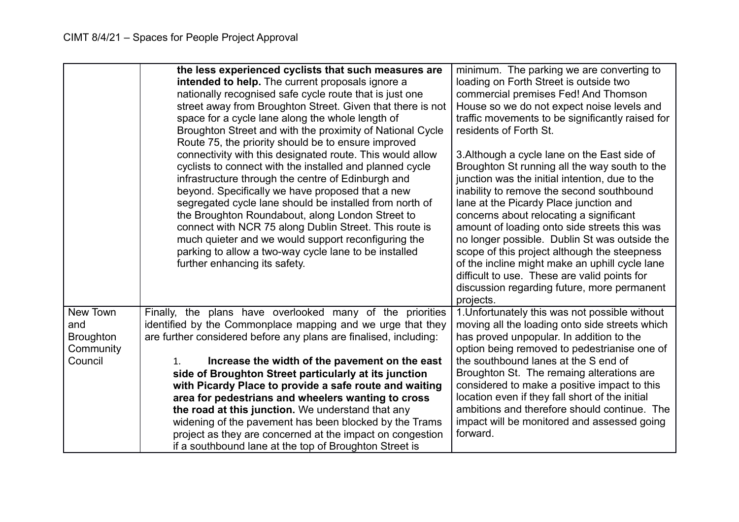| | | |
|---|---|---|
| | **the less experienced cyclists that such measures are intended to help.** The current proposals ignore a nationally recognised safe cycle route that is just one street away from Broughton Street. Given that there is not space for a cycle lane along the whole length of Broughton Street and with the proximity of National Cycle Route 75, the priority should be to ensure improved connectivity with this designated route. This would allow cyclists to connect with the installed and planned cycle infrastructure through the centre of Edinburgh and beyond. Specifically we have proposed that a new segregated cycle lane should be installed from north of the Broughton Roundabout, along London Street to connect with NCR 75 along Dublin Street. This route is much quieter and we would support reconfiguring the parking to allow a two-way cycle lane to be installed further enhancing its safety. | minimum. The parking we are converting to loading on Forth Street is outside two commercial premises Fed! And Thomson House so we do not expect noise levels and traffic movements to be significantly raised for residents of Forth St.<br><br>3.Although a cycle lane on the East side of Broughton St running all the way south to the junction was the initial intention, due to the inability to remove the second southbound lane at the Picardy Place junction and concerns about relocating a significant amount of loading onto side streets this was no longer possible. Dublin St was outside the scope of this project although the steepness of the incline might make an uphill cycle lane difficult to use. These are valid points for discussion regarding future, more permanent projects. |
| New Town and Broughton Community Council | Finally, the plans have overlooked many of the priorities identified by the Commonplace mapping and we urge that they are further considered before any plans are finalised, including:<br><br>1. **Increase the width of the pavement on the east side of Broughton Street particularly at its junction with Picardy Place to provide a safe route and waiting area for pedestrians and wheelers wanting to cross the road at this junction.** We understand that any widening of the pavement has been blocked by the Trams project as they are concerned at the impact on congestion if a southbound lane at the top of Broughton Street is | 1.Unfortunately this was not possible without moving all the loading onto side streets which has proved unpopular. In addition to the option being removed to pedestrianise one of the southbound lanes at the S end of Broughton St. The remaing alterations are considered to make a positive impact to this location even if they fall short of the initial ambitions and therefore should continue. The impact will be monitored and assessed going forward. |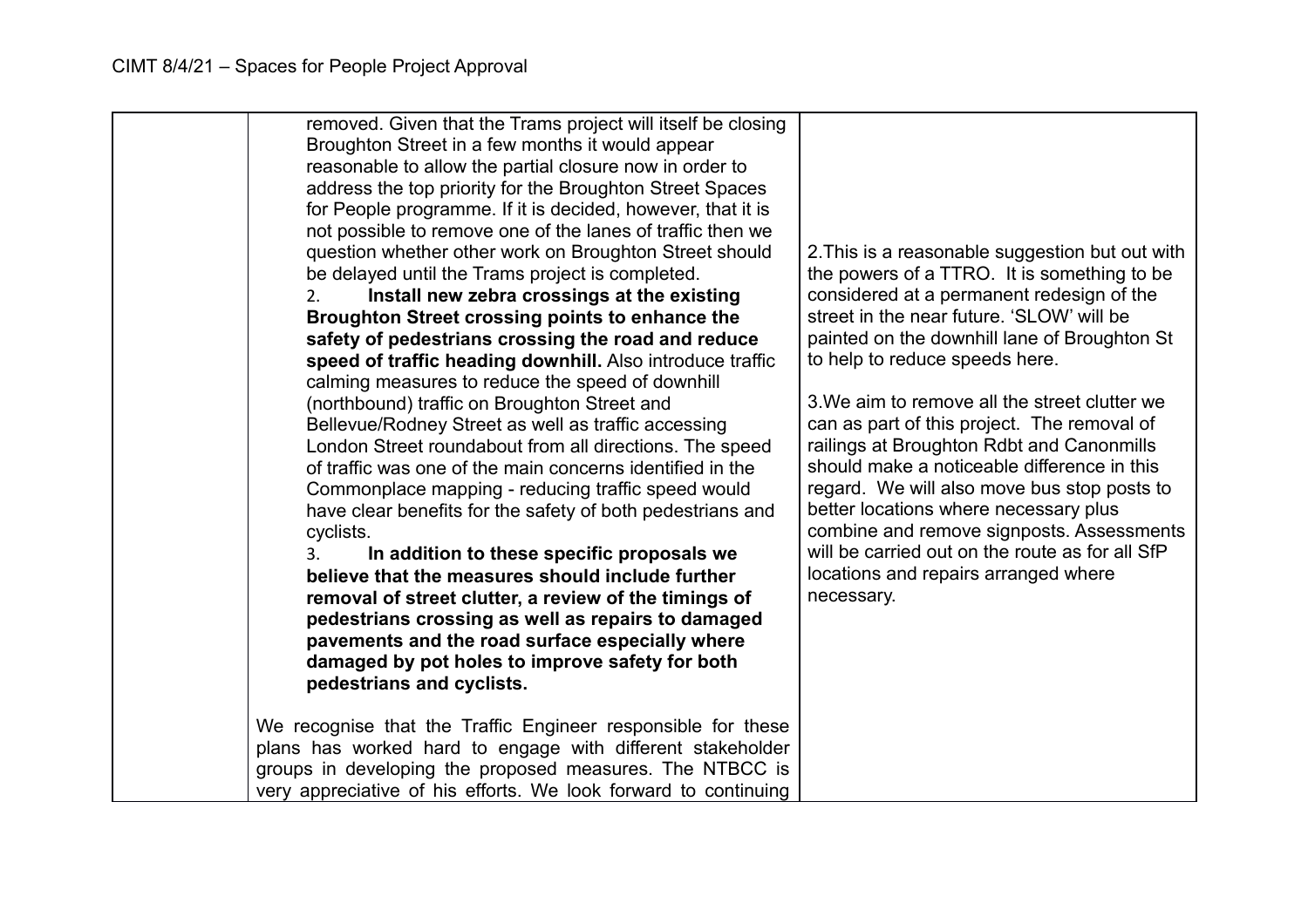| | | |
|---|---|---|
| | removed. Given that the Trams project will itself be closing Broughton Street in a few months it would appear reasonable to allow the partial closure now in order to address the top priority for the Broughton Street Spaces for People programme. If it is decided, however, that it is not possible to remove one of the lanes of traffic then we question whether other work on Broughton Street should be delayed until the Trams project is completed.<br>2. **Install new zebra crossings at the existing Broughton Street crossing points to enhance the safety of pedestrians crossing the road and reduce speed of traffic heading downhill.** Also introduce traffic calming measures to reduce the speed of downhill (northbound) traffic on Broughton Street and Bellevue/Rodney Street as well as traffic accessing London Street roundabout from all directions. The speed of traffic was one of the main concerns identified in the Commonplace mapping - reducing traffic speed would have clear benefits for the safety of both pedestrians and cyclists.<br>3. **In addition to these specific proposals we believe that the measures should include further removal of street clutter, a review of the timings of pedestrians crossing as well as repairs to damaged pavements and the road surface especially where damaged by pot holes to improve safety for both pedestrians and cyclists.**<br><br>We recognise that the Traffic Engineer responsible for these plans has worked hard to engage with different stakeholder groups in developing the proposed measures. The NTBCC is very appreciative of his efforts. We look forward to continuing | 2.This is a reasonable suggestion but out with the powers of a TTRO. It is something to be considered at a permanent redesign of the street in the near future. 'SLOW' will be painted on the downhill lane of Broughton St to help to reduce speeds here.<br><br>3.We aim to remove all the street clutter we can as part of this project. The removal of railings at Broughton Rdbt and Canonmills should make a noticeable difference in this regard. We will also move bus stop posts to better locations where necessary plus combine and remove signposts. Assessments will be carried out on the route as for all SfP locations and repairs arranged where necessary. |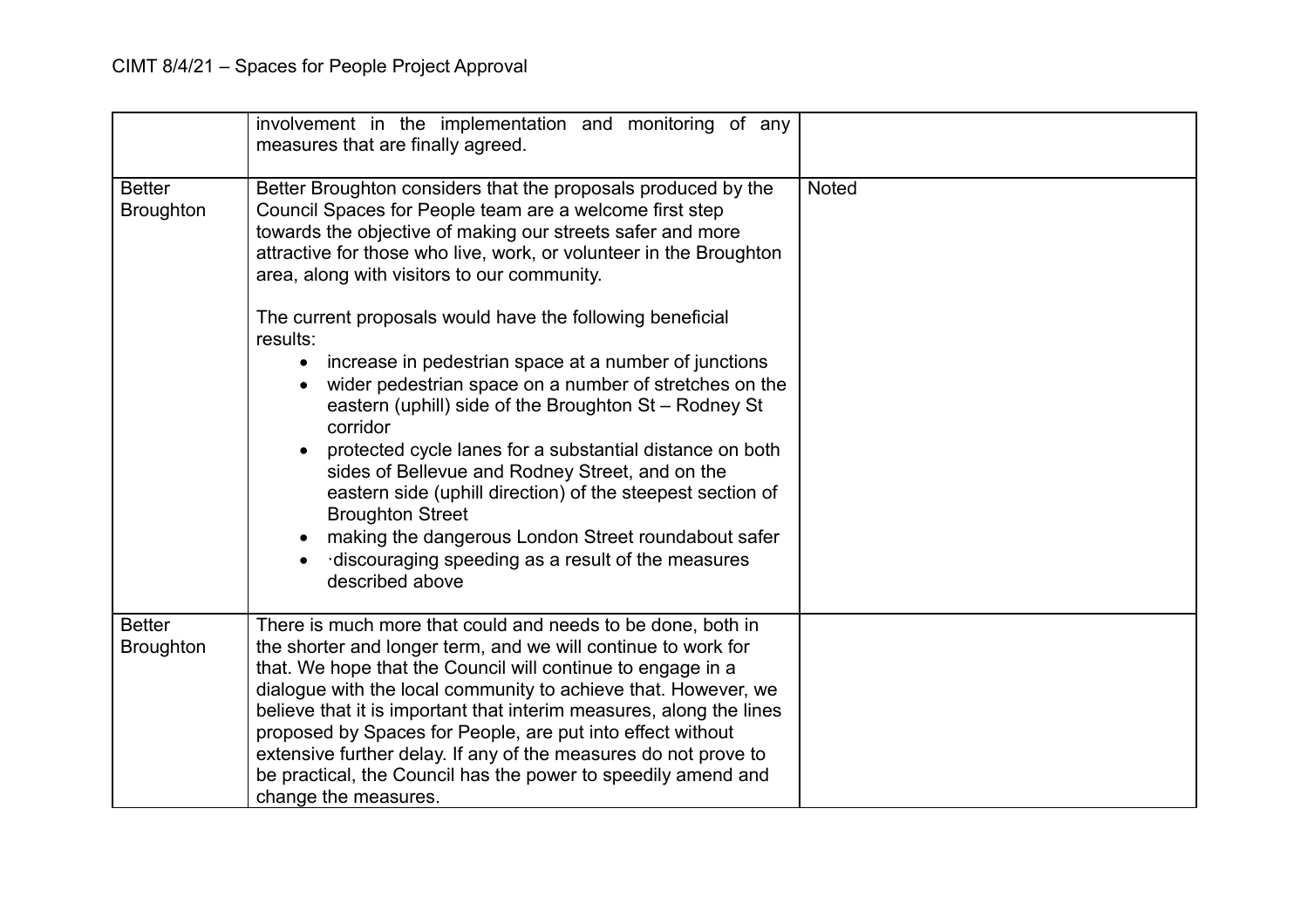| | | |
|---|---|---|
| | involvement in the implementation and monitoring of any measures that are finally agreed. | |
| Better Broughton | Better Broughton considers that the proposals produced by the Council Spaces for People team are a welcome first step towards the objective of making our streets safer and more attractive for those who live, work, or volunteer in the Broughton area, along with visitors to our community.<br><br>The current proposals would have the following beneficial results:<br>• increase in pedestrian space at a number of junctions<br>• wider pedestrian space on a number of stretches on the eastern (uphill) side of the Broughton St – Rodney St corridor<br>• protected cycle lanes for a substantial distance on both sides of Bellevue and Rodney Street, and on the eastern side (uphill direction) of the steepest section of Broughton Street<br>• making the dangerous London Street roundabout safer<br>• ·discouraging speeding as a result of the measures described above | Noted |
| Better Broughton | There is much more that could and needs to be done, both in the shorter and longer term, and we will continue to work for that. We hope that the Council will continue to engage in a dialogue with the local community to achieve that. However, we believe that it is important that interim measures, along the lines proposed by Spaces for People, are put into effect without extensive further delay. If any of the measures do not prove to be practical, the Council has the power to speedily amend and change the measures. | |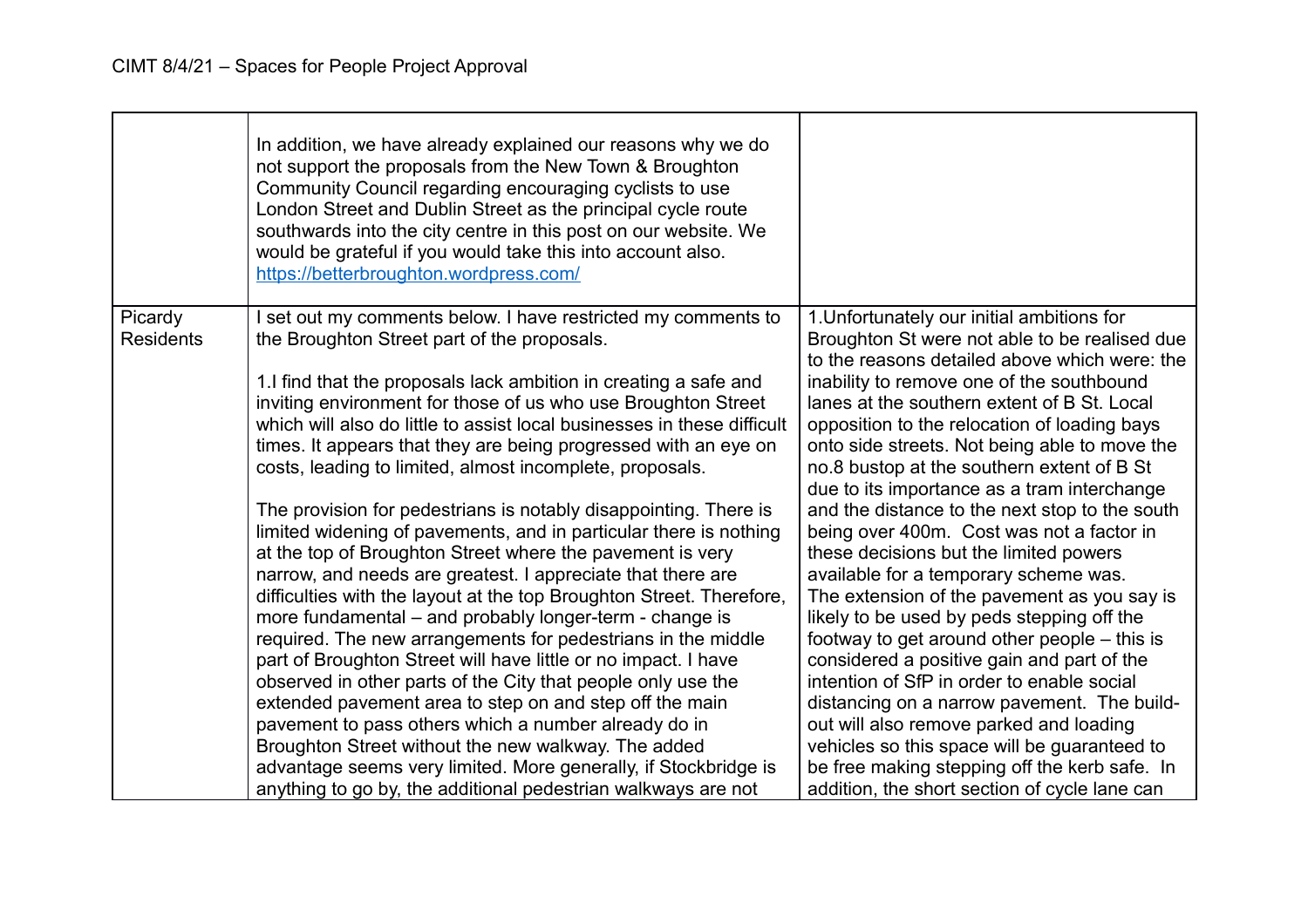| | | |
|---|---|---|
| | In addition, we have already explained our reasons why we do not support the proposals from the New Town & Broughton Community Council regarding encouraging cyclists to use London Street and Dublin Street as the principal cycle route southwards into the city centre in this post on our website. We would be grateful if you would take this into account also. https://betterbroughton.wordpress.com/ | |
| Picardy Residents | I set out my comments below. I have restricted my comments to the Broughton Street part of the proposals.<br><br>1.I find that the proposals lack ambition in creating a safe and inviting environment for those of us who use Broughton Street which will also do little to assist local businesses in these difficult times. It appears that they are being progressed with an eye on costs, leading to limited, almost incomplete, proposals.<br><br>The provision for pedestrians is notably disappointing. There is limited widening of pavements, and in particular there is nothing at the top of Broughton Street where the pavement is very narrow, and needs are greatest. I appreciate that there are difficulties with the layout at the top Broughton Street. Therefore, more fundamental – and probably longer-term - change is required. The new arrangements for pedestrians in the middle part of Broughton Street will have little or no impact. I have observed in other parts of the City that people only use the extended pavement area to step on and step off the main pavement to pass others which a number already do in Broughton Street without the new walkway. The added advantage seems very limited. More generally, if Stockbridge is anything to go by, the additional pedestrian walkways are not | 1.Unfortunately our initial ambitions for Broughton St were not able to be realised due to the reasons detailed above which were: the inability to remove one of the southbound lanes at the southern extent of B St. Local opposition to the relocation of loading bays onto side streets. Not being able to move the no.8 bustop at the southern extent of B St due to its importance as a tram interchange and the distance to the next stop to the south being over 400m. Cost was not a factor in these decisions but the limited powers available for a temporary scheme was.<br>The extension of the pavement as you say is likely to be used by peds stepping off the footway to get around other people – this is considered a positive gain and part of the intention of SfP in order to enable social distancing on a narrow pavement. The build-out will also remove parked and loading vehicles so this space will be guaranteed to be free making stepping off the kerb safe. In addition, the short section of cycle lane can |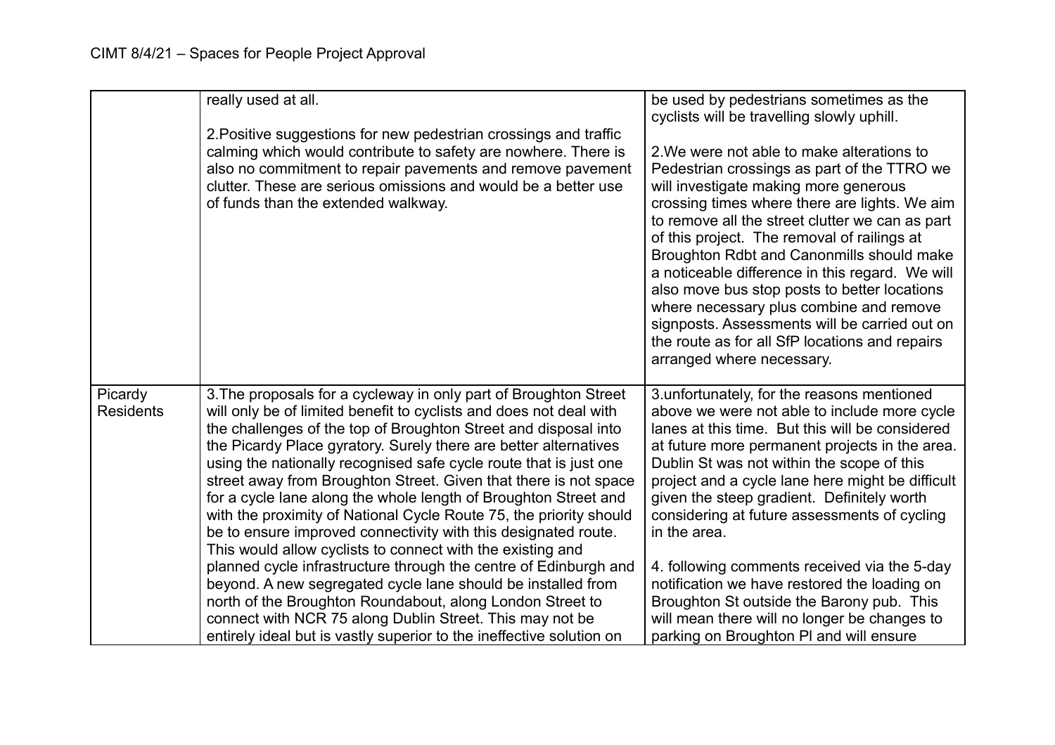| | | |
|---|---|---|
| | really used at all.<br><br>2.Positive suggestions for new pedestrian crossings and traffic calming which would contribute to safety are nowhere. There is also no commitment to repair pavements and remove pavement clutter. These are serious omissions and would be a better use of funds than the extended walkway. | be used by pedestrians sometimes as the cyclists will be travelling slowly uphill.<br><br>2.We were not able to make alterations to Pedestrian crossings as part of the TTRO we will investigate making more generous crossing times where there are lights. We aim to remove all the street clutter we can as part of this project. The removal of railings at Broughton Rdbt and Canonmills should make a noticeable difference in this regard. We will also move bus stop posts to better locations where necessary plus combine and remove signposts. Assessments will be carried out on the route as for all SfP locations and repairs arranged where necessary. |
| Picardy Residents | 3.The proposals for a cycleway in only part of Broughton Street will only be of limited benefit to cyclists and does not deal with the challenges of the top of Broughton Street and disposal into the Picardy Place gyratory. Surely there are better alternatives using the nationally recognised safe cycle route that is just one street away from Broughton Street. Given that there is not space for a cycle lane along the whole length of Broughton Street and with the proximity of National Cycle Route 75, the priority should be to ensure improved connectivity with this designated route. This would allow cyclists to connect with the existing and planned cycle infrastructure through the centre of Edinburgh and beyond. A new segregated cycle lane should be installed from north of the Broughton Roundabout, along London Street to connect with NCR 75 along Dublin Street. This may not be entirely ideal but is vastly superior to the ineffective solution on | 3.unfortunately, for the reasons mentioned above we were not able to include more cycle lanes at this time. But this will be considered at future more permanent projects in the area. Dublin St was not within the scope of this project and a cycle lane here might be difficult given the steep gradient. Definitely worth considering at future assessments of cycling in the area.<br><br>4. following comments received via the 5-day notification we have restored the loading on Broughton St outside the Barony pub. This will mean there will no longer be changes to parking on Broughton Pl and will ensure |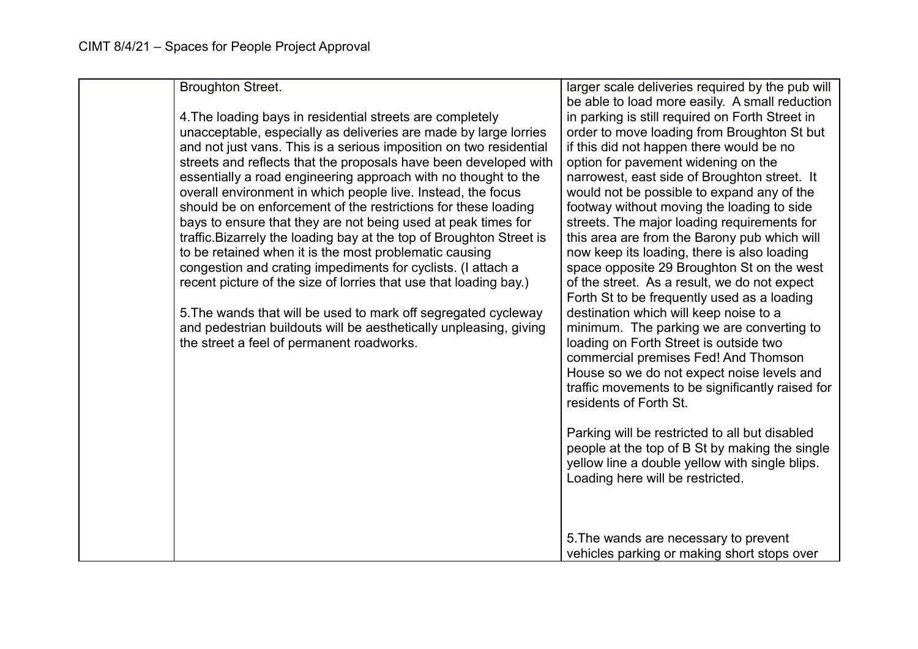| | Broughton Street.<br><br>4.The loading bays in residential streets are completely unacceptable, especially as deliveries are made by large lorries and not just vans. This is a serious imposition on two residential streets and reflects that the proposals have been developed with essentially a road engineering approach with no thought to the overall environment in which people live. Instead, the focus should be on enforcement of the restrictions for these loading bays to ensure that they are not being used at peak times for traffic.Bizarrely the loading bay at the top of Broughton Street is to be retained when it is the most problematic causing congestion and crating impediments for cyclists. (I attach a recent picture of the size of lorries that use that loading bay.)<br><br>5.The wands that will be used to mark off segregated cycleway and pedestrian buildouts will be aesthetically unpleasing, giving the street a feel of permanent roadworks. | larger scale deliveries required by the pub will be able to load more easily. A small reduction in parking is still required on Forth Street in order to move loading from Broughton St but if this did not happen there would be no option for pavement widening on the narrowest, east side of Broughton street. It would not be possible to expand any of the footway without moving the loading to side streets. The major loading requirements for this area are from the Barony pub which will now keep its loading, there is also loading space opposite 29 Broughton St on the west of the street. As a result, we do not expect Forth St to be frequently used as a loading destination which will keep noise to a minimum. The parking we are converting to loading on Forth Street is outside two commercial premises Fed! And Thomson House so we do not expect noise levels and traffic movements to be significantly raised for residents of Forth St.<br><br>Parking will be restricted to all but disabled people at the top of B St by making the single yellow line a double yellow with single blips. Loading here will be restricted.<br><br>5.The wands are necessary to prevent vehicles parking or making short stops over |
|---|---|---|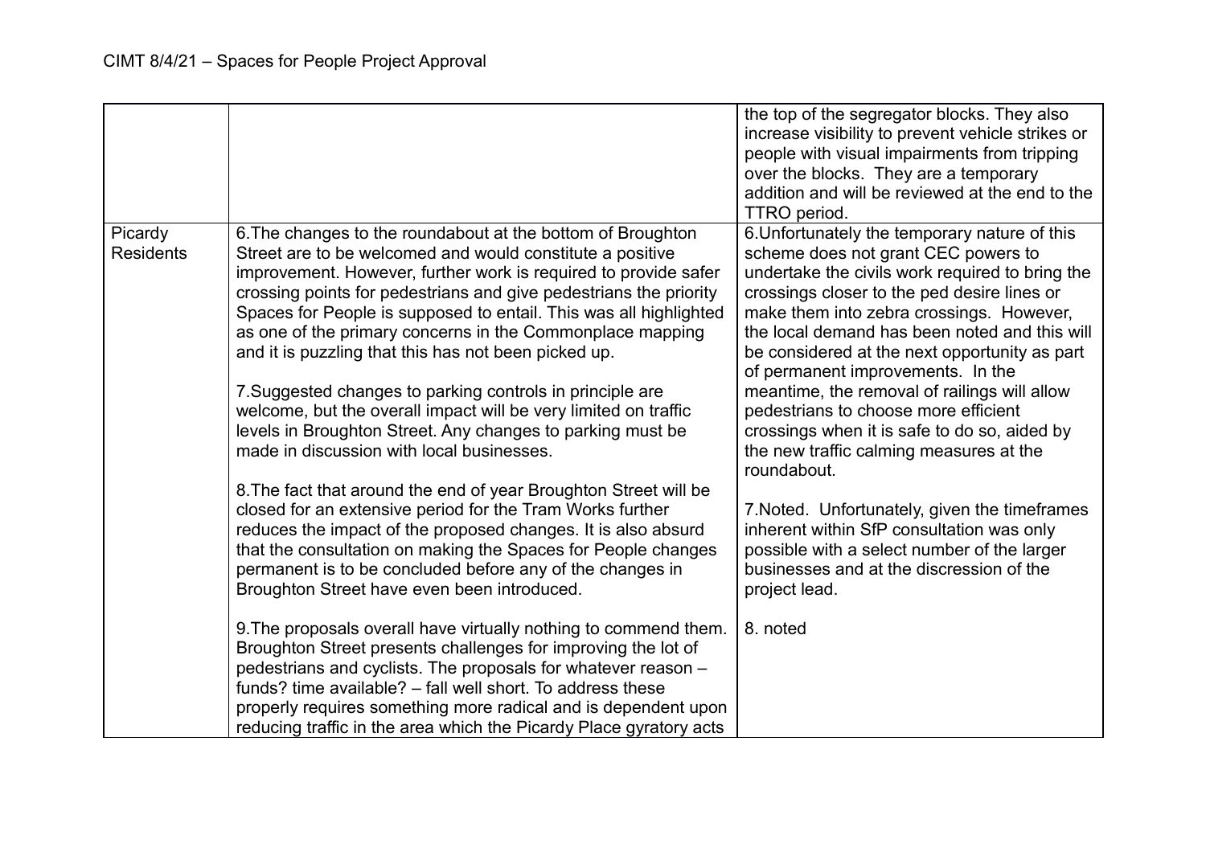| | | |
|---|---|---|
| | | the top of the segregator blocks. They also increase visibility to prevent vehicle strikes or people with visual impairments from tripping over the blocks. They are a temporary addition and will be reviewed at the end to the TTRO period. |
| Picardy Residents | 6.The changes to the roundabout at the bottom of Broughton Street are to be welcomed and would constitute a positive improvement. However, further work is required to provide safer crossing points for pedestrians and give pedestrians the priority Spaces for People is supposed to entail. This was all highlighted as one of the primary concerns in the Commonplace mapping and it is puzzling that this has not been picked up.<br><br>7.Suggested changes to parking controls in principle are welcome, but the overall impact will be very limited on traffic levels in Broughton Street. Any changes to parking must be made in discussion with local businesses.<br><br>8.The fact that around the end of year Broughton Street will be closed for an extensive period for the Tram Works further reduces the impact of the proposed changes. It is also absurd that the consultation on making the Spaces for People changes permanent is to be concluded before any of the changes in Broughton Street have even been introduced.<br><br>9.The proposals overall have virtually nothing to commend them. Broughton Street presents challenges for improving the lot of pedestrians and cyclists. The proposals for whatever reason – funds? time available? – fall well short. To address these properly requires something more radical and is dependent upon reducing traffic in the area which the Picardy Place gyratory acts | 6.Unfortunately the temporary nature of this scheme does not grant CEC powers to undertake the civils work required to bring the crossings closer to the ped desire lines or make them into zebra crossings. However, the local demand has been noted and this will be considered at the next opportunity as part of permanent improvements. In the meantime, the removal of railings will allow pedestrians to choose more efficient crossings when it is safe to do so, aided by the new traffic calming measures at the roundabout.<br><br>7.Noted. Unfortunately, given the timeframes inherent within SfP consultation was only possible with a select number of the larger businesses and at the discression of the project lead.<br><br>8. noted |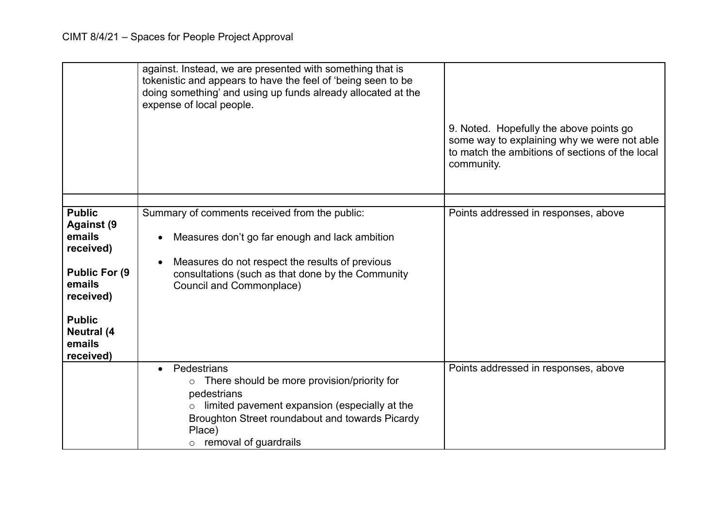| | | |
|---|---|---|
| | against. Instead, we are presented with something that is tokenistic and appears to have the feel of 'being seen to be doing something' and using up funds already allocated at the expense of local people. | 9. Noted. Hopefully the above points go some way to explaining why we were not able to match the ambitions of sections of the local community. |
| | | |
| **Public Against (9 emails received)**<br><br>**Public For (9 emails received)**<br><br>**Public Neutral (4 emails received)** | Summary of comments received from the public:<br><br>• Measures don't go far enough and lack ambition<br><br>• Measures do not respect the results of previous consultations (such as that done by the Community Council and Commonplace) | Points addressed in responses, above |
| | • Pedestrians<br>  ○ There should be more provision/priority for pedestrians<br>  ○ limited pavement expansion (especially at the Broughton Street roundabout and towards Picardy Place)<br>  ○ removal of guardrails | Points addressed in responses, above |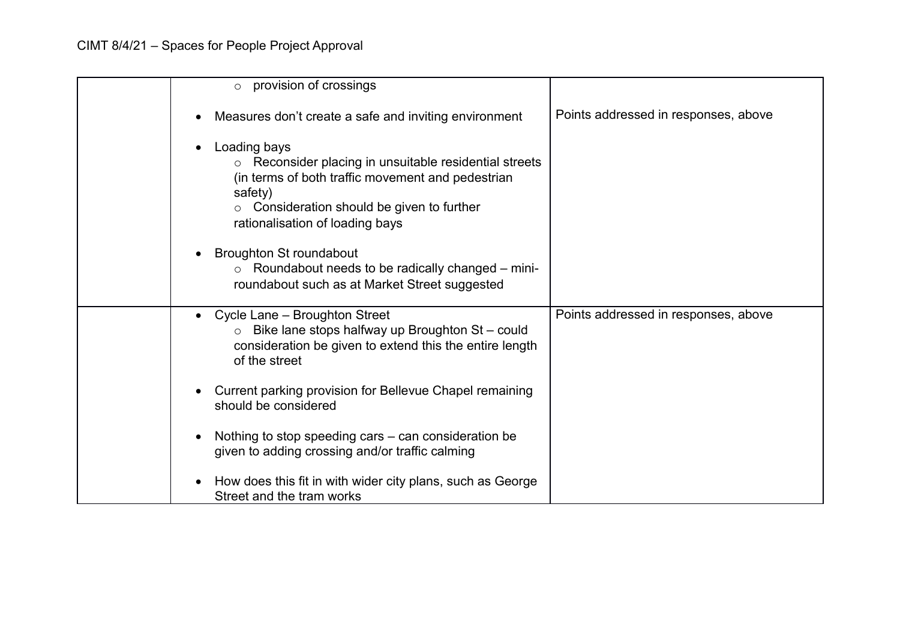| | | |
|---|---|---|
| | ◦ provision of crossings<br><br>• Measures don't create a safe and inviting environment<br><br>• Loading bays<br>◦ Reconsider placing in unsuitable residential streets (in terms of both traffic movement and pedestrian safety)<br>◦ Consideration should be given to further rationalisation of loading bays<br><br>• Broughton St roundabout<br>◦ Roundabout needs to be radically changed – mini-roundabout such as at Market Street suggested | Points addressed in responses, above |
| | • Cycle Lane – Broughton Street<br>◦ Bike lane stops halfway up Broughton St – could consideration be given to extend this the entire length of the street<br><br>• Current parking provision for Bellevue Chapel remaining should be considered<br><br>• Nothing to stop speeding cars – can consideration be given to adding crossing and/or traffic calming<br><br>• How does this fit in with wider city plans, such as George Street and the tram works | Points addressed in responses, above |